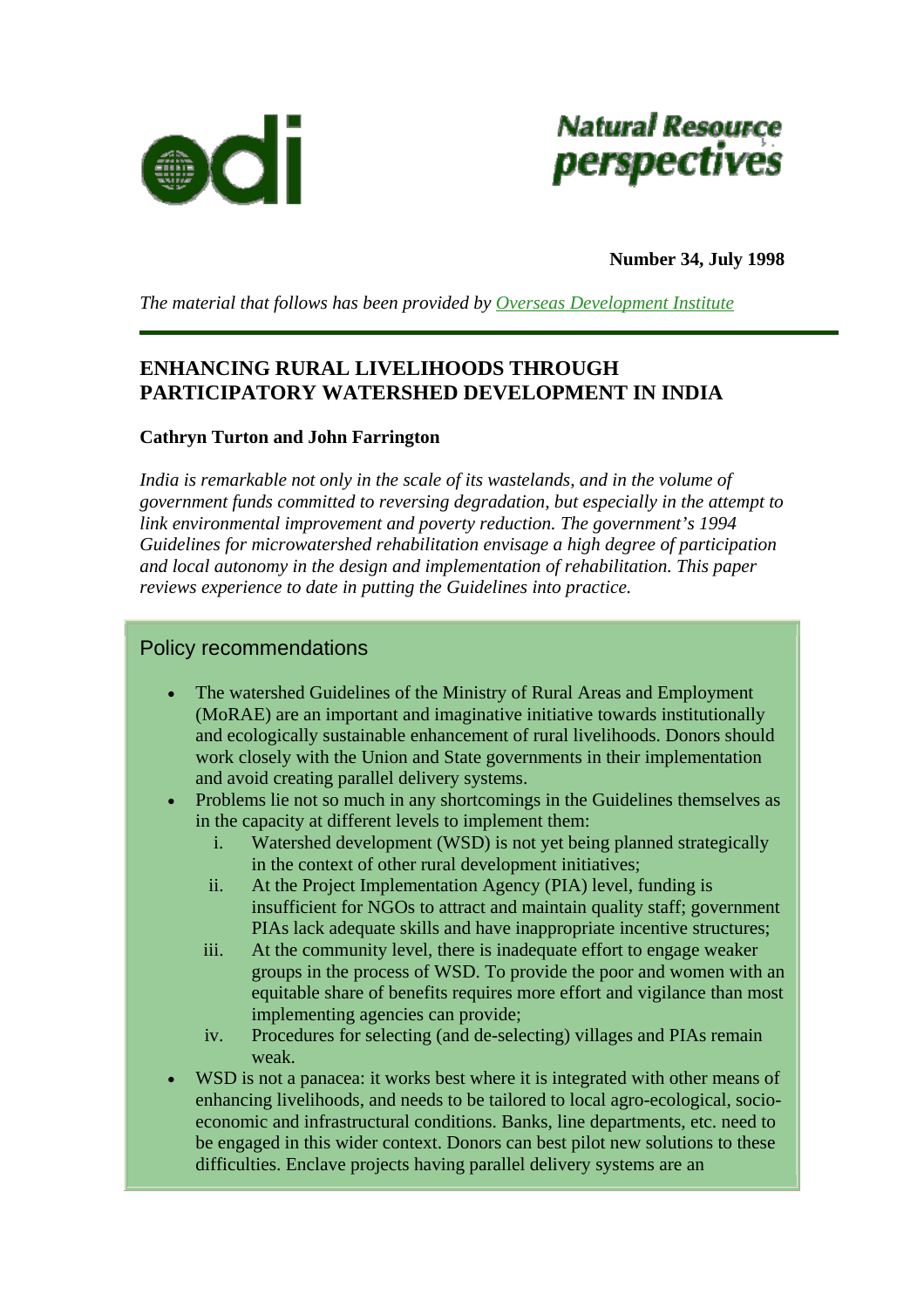**Number 34, July 1998**

*The material that follows has been provided by [Overseas Development Institute]*

---

# ENHANCING RURAL LIVELIHOODS THROUGH PARTICIPATORY WATERSHED DEVELOPMENT IN INDIA

**Cathryn Turton and John Farrington**

*India is remarkable not only in the scale of its wastelands, and in the volume of government funds committed to reversing degradation, but especially in the attempt to link environmental improvement and poverty reduction. The government's 1994 Guidelines for microwatershed rehabilitation envisage a high degree of participation and local autonomy in the design and implementation of rehabilitation. This paper reviews experience to date in putting the Guidelines into practice.*

## Policy recommendations

- The watershed Guidelines of the Ministry of Rural Areas and Employment (MoRAE) are an important and imaginative initiative towards institutionally and ecologically sustainable enhancement of rural livelihoods. Donors should work closely with the Union and State governments in their implementation and avoid creating parallel delivery systems.
- Problems lie not so much in any shortcomings in the Guidelines themselves as in the capacity at different levels to implement them:
    i. Watershed development (WSD) is not yet being planned strategically in the context of other rural development initiatives;
    ii. At the Project Implementation Agency (PIA) level, funding is insufficient for NGOs to attract and maintain quality staff; government PIAs lack adequate skills and have inappropriate incentive structures;
    iii. At the community level, there is inadequate effort to engage weaker groups in the process of WSD. To provide the poor and women with an equitable share of benefits requires more effort and vigilance than most implementing agencies can provide;
    iv. Procedures for selecting (and de-selecting) villages and PIAs remain weak.
- WSD is not a panacea: it works best where it is integrated with other means of enhancing livelihoods, and needs to be tailored to local agro-ecological, socio-economic and infrastructural conditions. Banks, line departments, etc. need to be engaged in this wider context. Donors can best pilot new solutions to these difficulties. Enclave projects having parallel delivery systems are an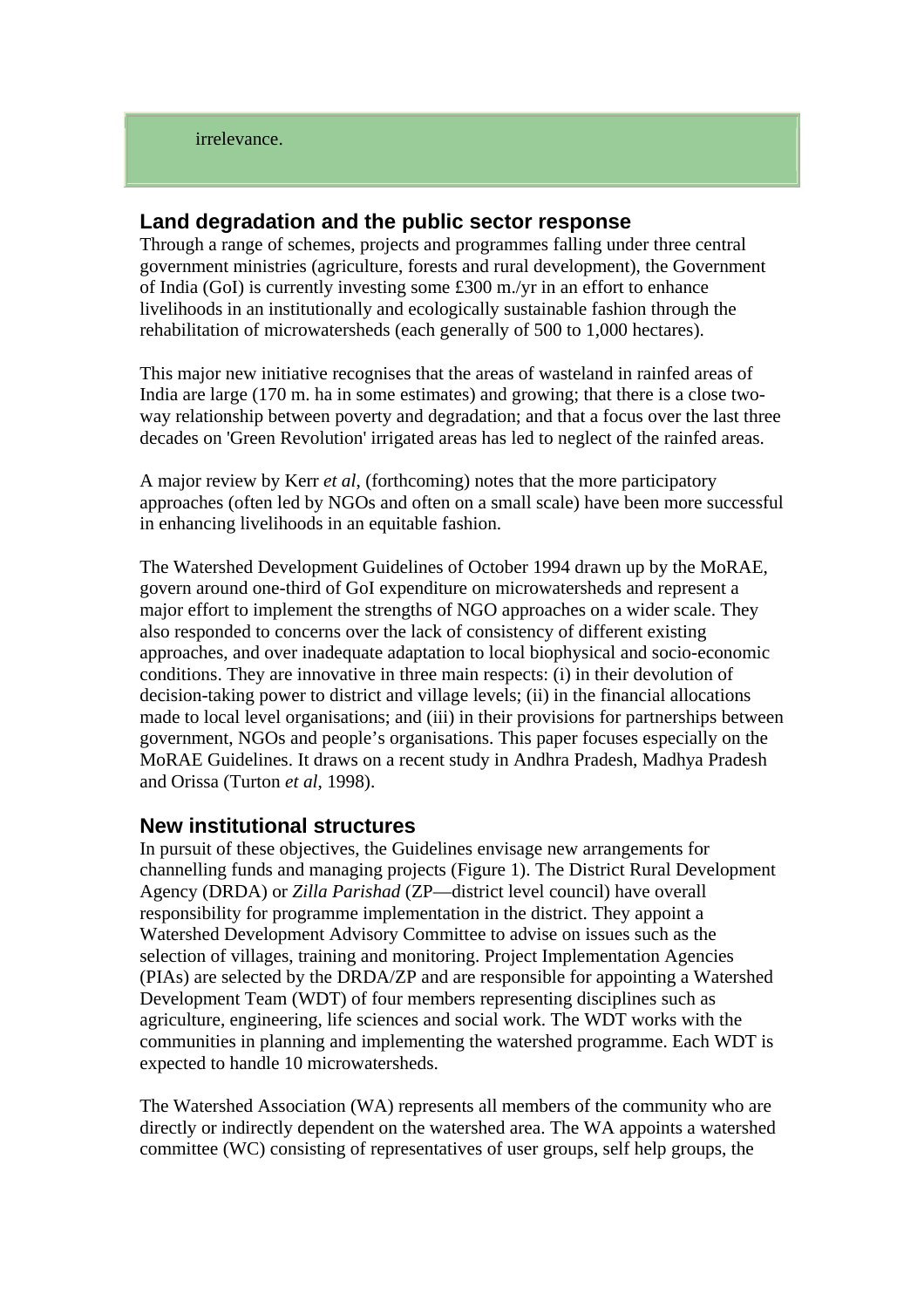irrelevance.

## Land degradation and the public sector response

Through a range of schemes, projects and programmes falling under three central government ministries (agriculture, forests and rural development), the Government of India (GoI) is currently investing some £300 m./yr in an effort to enhance livelihoods in an institutionally and ecologically sustainable fashion through the rehabilitation of microwatersheds (each generally of 500 to 1,000 hectares).

This major new initiative recognises that the areas of wasteland in rainfed areas of India are large (170 m. ha in some estimates) and growing; that there is a close two-way relationship between poverty and degradation; and that a focus over the last three decades on 'Green Revolution' irrigated areas has led to neglect of the rainfed areas.

A major review by Kerr *et al*, (forthcoming) notes that the more participatory approaches (often led by NGOs and often on a small scale) have been more successful in enhancing livelihoods in an equitable fashion.

The Watershed Development Guidelines of October 1994 drawn up by the MoRAE, govern around one-third of GoI expenditure on microwatersheds and represent a major effort to implement the strengths of NGO approaches on a wider scale. They also responded to concerns over the lack of consistency of different existing approaches, and over inadequate adaptation to local biophysical and socio-economic conditions. They are innovative in three main respects: (i) in their devolution of decision-taking power to district and village levels; (ii) in the financial allocations made to local level organisations; and (iii) in their provisions for partnerships between government, NGOs and people's organisations. This paper focuses especially on the MoRAE Guidelines. It draws on a recent study in Andhra Pradesh, Madhya Pradesh and Orissa (Turton *et al*, 1998).

## New institutional structures

In pursuit of these objectives, the Guidelines envisage new arrangements for channelling funds and managing projects (Figure 1). The District Rural Development Agency (DRDA) or *Zilla Parishad* (ZP—district level council) have overall responsibility for programme implementation in the district. They appoint a Watershed Development Advisory Committee to advise on issues such as the selection of villages, training and monitoring. Project Implementation Agencies (PIAs) are selected by the DRDA/ZP and are responsible for appointing a Watershed Development Team (WDT) of four members representing disciplines such as agriculture, engineering, life sciences and social work. The WDT works with the communities in planning and implementing the watershed programme. Each WDT is expected to handle 10 microwatersheds.

The Watershed Association (WA) represents all members of the community who are directly or indirectly dependent on the watershed area. The WA appoints a watershed committee (WC) consisting of representatives of user groups, self help groups, the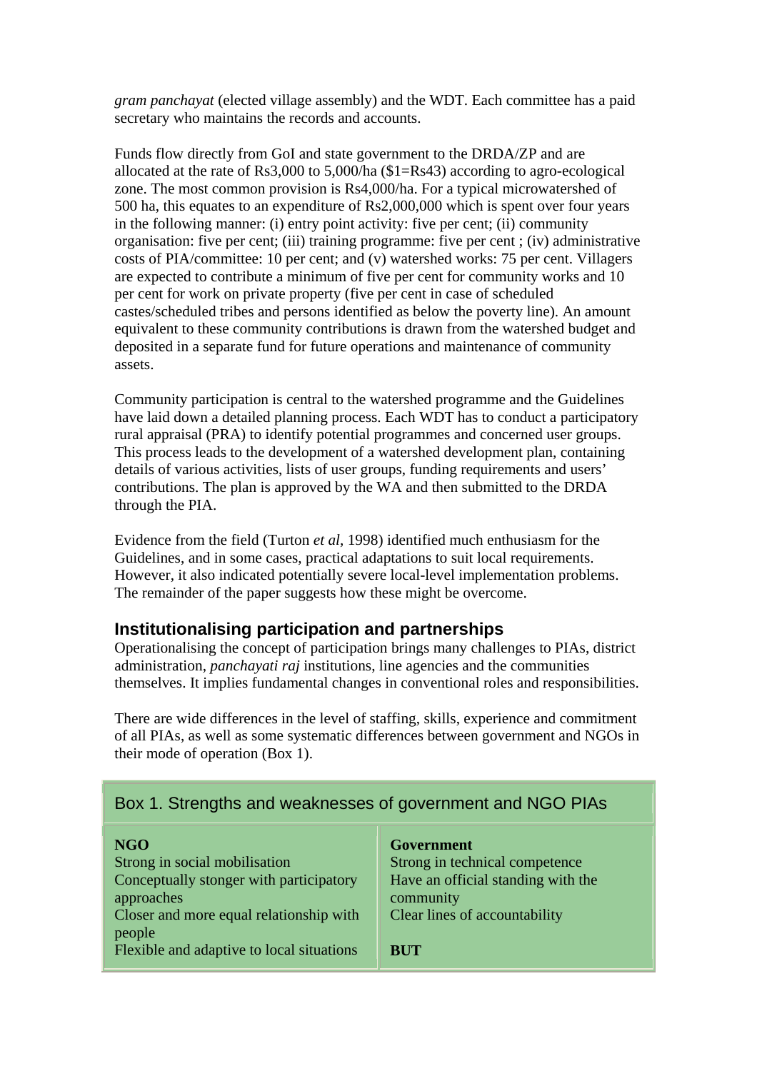*gram panchayat* (elected village assembly) and the WDT. Each committee has a paid secretary who maintains the records and accounts.

Funds flow directly from GoI and state government to the DRDA/ZP and are allocated at the rate of Rs3,000 to 5,000/ha ($1=Rs43) according to agro-ecological zone. The most common provision is Rs4,000/ha. For a typical microwatershed of 500 ha, this equates to an expenditure of Rs2,000,000 which is spent over four years in the following manner: (i) entry point activity: five per cent; (ii) community organisation: five per cent; (iii) training programme: five per cent ; (iv) administrative costs of PIA/committee: 10 per cent; and (v) watershed works: 75 per cent. Villagers are expected to contribute a minimum of five per cent for community works and 10 per cent for work on private property (five per cent in case of scheduled castes/scheduled tribes and persons identified as below the poverty line). An amount equivalent to these community contributions is drawn from the watershed budget and deposited in a separate fund for future operations and maintenance of community assets.

Community participation is central to the watershed programme and the Guidelines have laid down a detailed planning process. Each WDT has to conduct a participatory rural appraisal (PRA) to identify potential programmes and concerned user groups. This process leads to the development of a watershed development plan, containing details of various activities, lists of user groups, funding requirements and users' contributions. The plan is approved by the WA and then submitted to the DRDA through the PIA.

Evidence from the field (Turton *et al*, 1998) identified much enthusiasm for the Guidelines, and in some cases, practical adaptations to suit local requirements. However, it also indicated potentially severe local-level implementation problems. The remainder of the paper suggests how these might be overcome.

## Institutionalising participation and partnerships

Operationalising the concept of participation brings many challenges to PIAs, district administration, *panchayati raj* institutions, line agencies and the communities themselves. It implies fundamental changes in conventional roles and responsibilities.

There are wide differences in the level of staffing, skills, experience and commitment of all PIAs, as well as some systematic differences between government and NGOs in their mode of operation (Box 1).

| Box 1. Strengths and weaknesses of government and NGO PIAs | |
|---|---|
| **NGO**<br>Strong in social mobilisation<br>Conceptually stonger with participatory approaches<br>Closer and more equal relationship with people<br>Flexible and adaptive to local situations | **Government**<br>Strong in technical competence<br>Have an official standing with the community<br>Clear lines of accountability<br><br>**BUT** |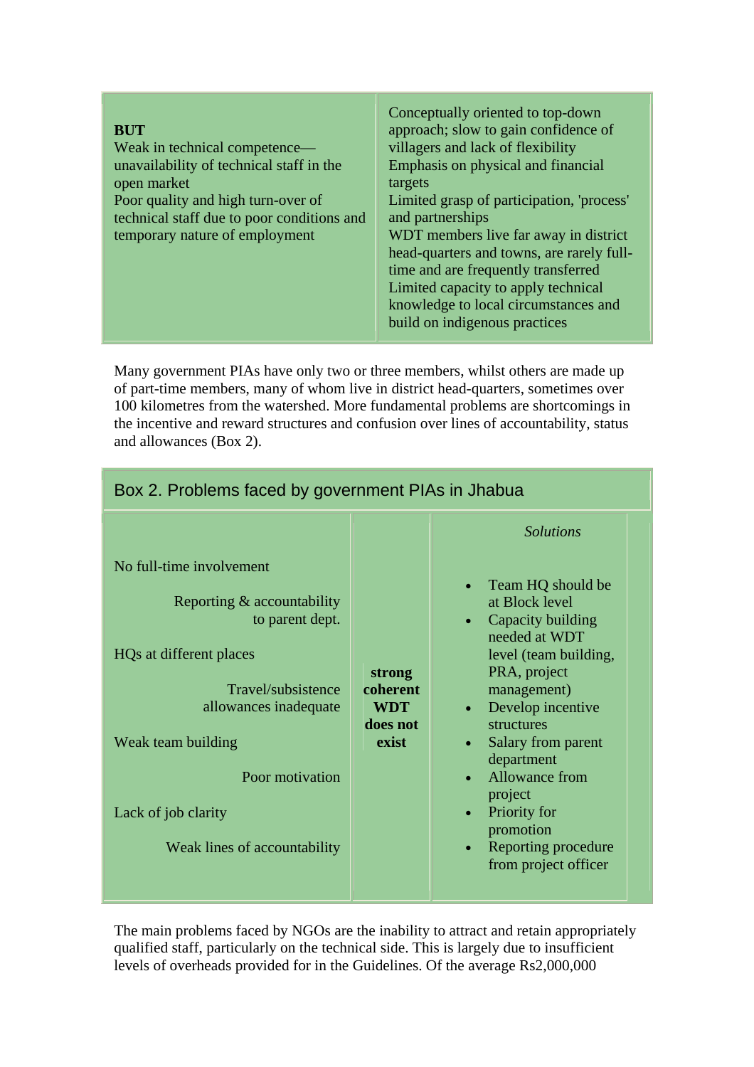| **BUT**<br>Weak in technical competence—unavailability of technical staff in the open market<br>Poor quality and high turn-over of technical staff due to poor conditions and temporary nature of employment | Conceptually oriented to top-down approach; slow to gain confidence of villagers and lack of flexibility<br>Emphasis on physical and financial targets<br>Limited grasp of participation, 'process' and partnerships<br>WDT members live far away in district head-quarters and towns, are rarely full-time and are frequently transferred<br>Limited capacity to apply technical knowledge to local circumstances and build on indigenous practices |
|---|---|

Many government PIAs have only two or three members, whilst others are made up of part-time members, many of whom live in district head-quarters, sometimes over 100 kilometres from the watershed. More fundamental problems are shortcomings in the incentive and reward structures and confusion over lines of accountability, status and allowances (Box 2).

**Box 2. Problems faced by government PIAs in Jhabua**

| | | *Solutions* |
|---|---|---|
| No full-time involvement<br>Reporting & accountability to parent dept.<br>HQs at different places<br>Travel/subsistence allowances inadequate<br>Weak team building<br>Poor motivation<br>Lack of job clarity<br>Weak lines of accountability | **strong coherent WDT does not exist** | • Team HQ should be at Block level<br>• Capacity building needed at WDT level (team building, PRA, project management)<br>• Develop incentive structures<br>• Salary from parent department<br>• Allowance from project<br>• Priority for promotion<br>• Reporting procedure from project officer |

The main problems faced by NGOs are the inability to attract and retain appropriately qualified staff, particularly on the technical side. This is largely due to insufficient levels of overheads provided for in the Guidelines. Of the average Rs2,000,000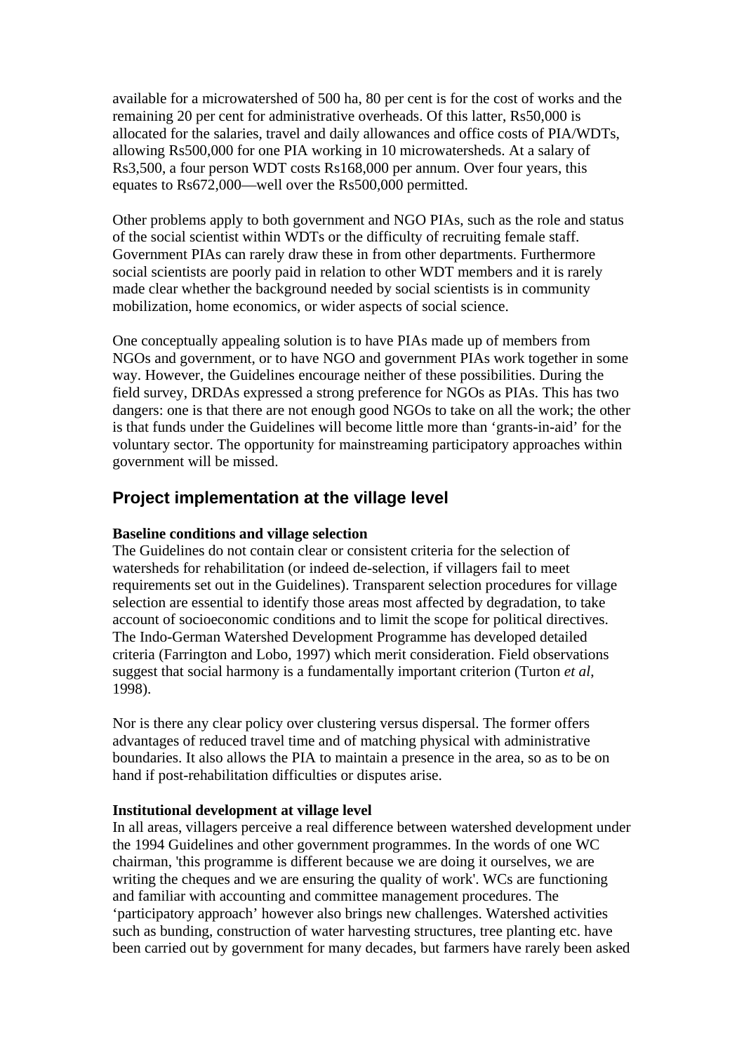available for a microwatershed of 500 ha, 80 per cent is for the cost of works and the remaining 20 per cent for administrative overheads. Of this latter, Rs50,000 is allocated for the salaries, travel and daily allowances and office costs of PIA/WDTs, allowing Rs500,000 for one PIA working in 10 microwatersheds. At a salary of Rs3,500, a four person WDT costs Rs168,000 per annum. Over four years, this equates to Rs672,000—well over the Rs500,000 permitted.

Other problems apply to both government and NGO PIAs, such as the role and status of the social scientist within WDTs or the difficulty of recruiting female staff. Government PIAs can rarely draw these in from other departments. Furthermore social scientists are poorly paid in relation to other WDT members and it is rarely made clear whether the background needed by social scientists is in community mobilization, home economics, or wider aspects of social science.

One conceptually appealing solution is to have PIAs made up of members from NGOs and government, or to have NGO and government PIAs work together in some way. However, the Guidelines encourage neither of these possibilities. During the field survey, DRDAs expressed a strong preference for NGOs as PIAs. This has two dangers: one is that there are not enough good NGOs to take on all the work; the other is that funds under the Guidelines will become little more than 'grants-in-aid' for the voluntary sector. The opportunity for mainstreaming participatory approaches within government will be missed.

## Project implementation at the village level

**Baseline conditions and village selection**

The Guidelines do not contain clear or consistent criteria for the selection of watersheds for rehabilitation (or indeed de-selection, if villagers fail to meet requirements set out in the Guidelines). Transparent selection procedures for village selection are essential to identify those areas most affected by degradation, to take account of socioeconomic conditions and to limit the scope for political directives. The Indo-German Watershed Development Programme has developed detailed criteria (Farrington and Lobo, 1997) which merit consideration. Field observations suggest that social harmony is a fundamentally important criterion (Turton *et al*, 1998).

Nor is there any clear policy over clustering versus dispersal. The former offers advantages of reduced travel time and of matching physical with administrative boundaries. It also allows the PIA to maintain a presence in the area, so as to be on hand if post-rehabilitation difficulties or disputes arise.

**Institutional development at village level**

In all areas, villagers perceive a real difference between watershed development under the 1994 Guidelines and other government programmes. In the words of one WC chairman, 'this programme is different because we are doing it ourselves, we are writing the cheques and we are ensuring the quality of work'. WCs are functioning and familiar with accounting and committee management procedures. The 'participatory approach' however also brings new challenges. Watershed activities such as bunding, construction of water harvesting structures, tree planting etc. have been carried out by government for many decades, but farmers have rarely been asked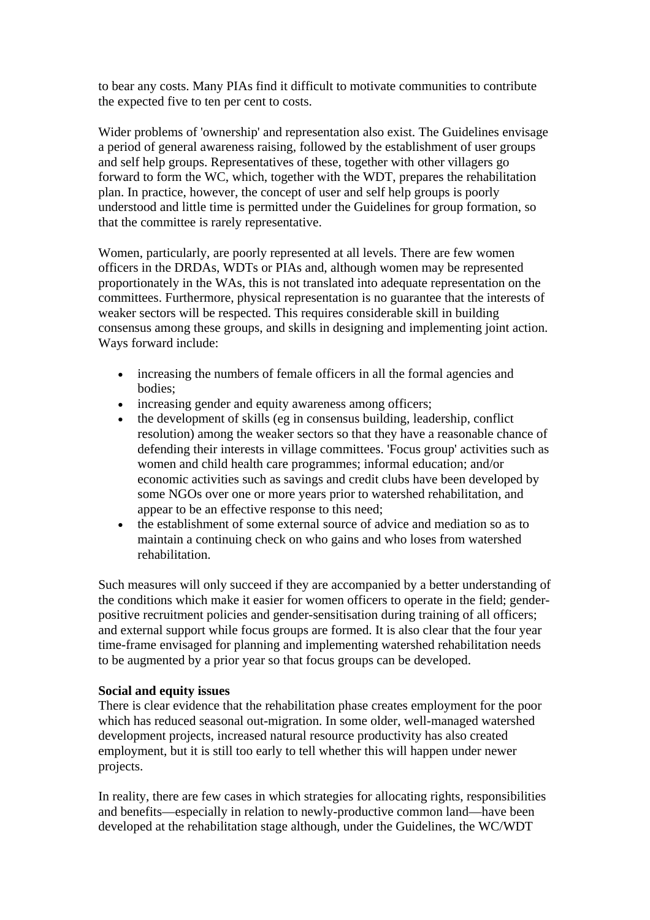to bear any costs. Many PIAs find it difficult to motivate communities to contribute the expected five to ten per cent to costs.

Wider problems of 'ownership' and representation also exist. The Guidelines envisage a period of general awareness raising, followed by the establishment of user groups and self help groups. Representatives of these, together with other villagers go forward to form the WC, which, together with the WDT, prepares the rehabilitation plan. In practice, however, the concept of user and self help groups is poorly understood and little time is permitted under the Guidelines for group formation, so that the committee is rarely representative.

Women, particularly, are poorly represented at all levels. There are few women officers in the DRDAs, WDTs or PIAs and, although women may be represented proportionately in the WAs, this is not translated into adequate representation on the committees. Furthermore, physical representation is no guarantee that the interests of weaker sectors will be respected. This requires considerable skill in building consensus among these groups, and skills in designing and implementing joint action. Ways forward include:

- increasing the numbers of female officers in all the formal agencies and bodies;
- increasing gender and equity awareness among officers;
- the development of skills (eg in consensus building, leadership, conflict resolution) among the weaker sectors so that they have a reasonable chance of defending their interests in village committees. 'Focus group' activities such as women and child health care programmes; informal education; and/or economic activities such as savings and credit clubs have been developed by some NGOs over one or more years prior to watershed rehabilitation, and appear to be an effective response to this need;
- the establishment of some external source of advice and mediation so as to maintain a continuing check on who gains and who loses from watershed rehabilitation.

Such measures will only succeed if they are accompanied by a better understanding of the conditions which make it easier for women officers to operate in the field; gender-positive recruitment policies and gender-sensitisation during training of all officers; and external support while focus groups are formed. It is also clear that the four year time-frame envisaged for planning and implementing watershed rehabilitation needs to be augmented by a prior year so that focus groups can be developed.

**Social and equity issues**
There is clear evidence that the rehabilitation phase creates employment for the poor which has reduced seasonal out-migration. In some older, well-managed watershed development projects, increased natural resource productivity has also created employment, but it is still too early to tell whether this will happen under newer projects.

In reality, there are few cases in which strategies for allocating rights, responsibilities and benefits—especially in relation to newly-productive common land—have been developed at the rehabilitation stage although, under the Guidelines, the WC/WDT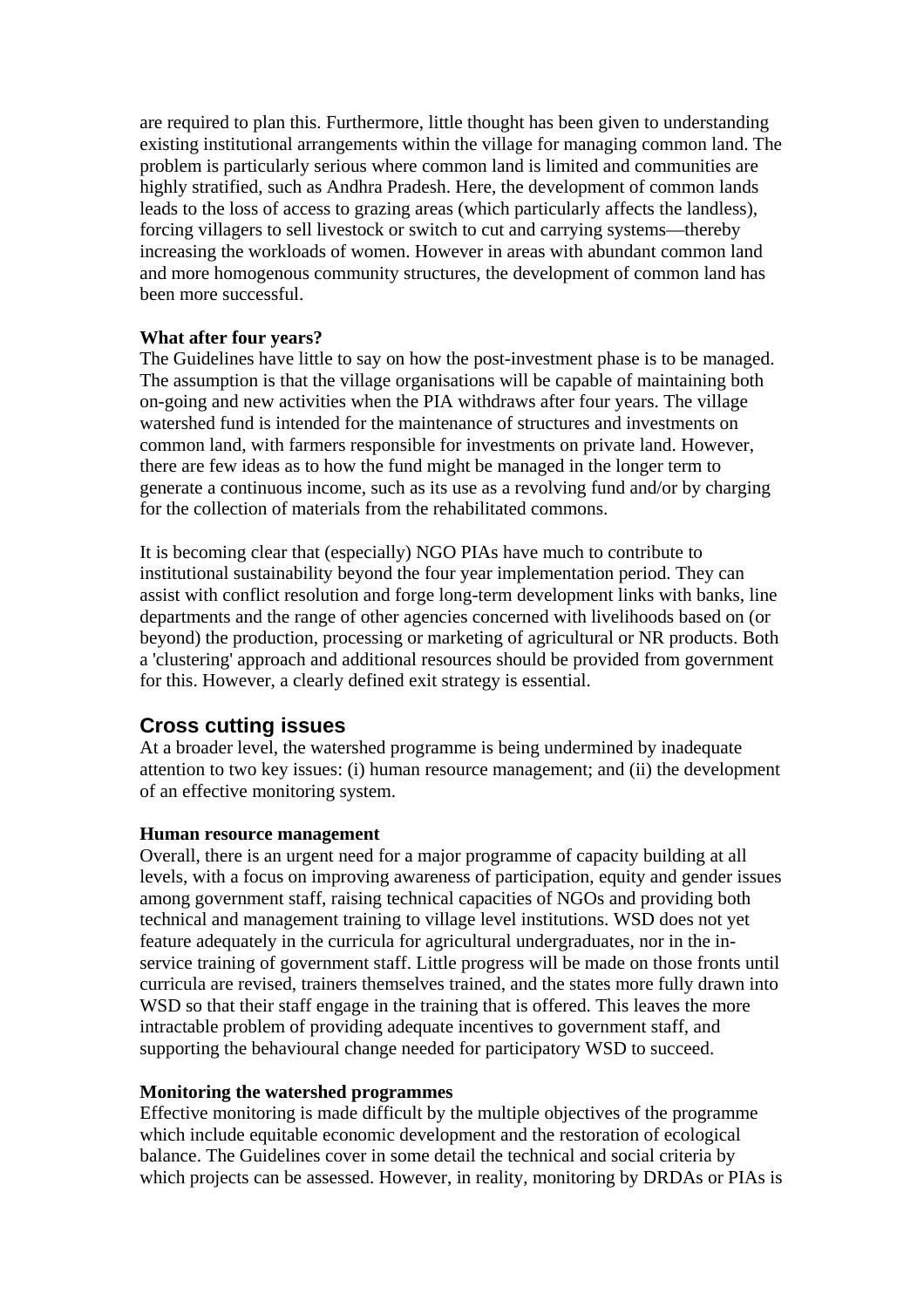are required to plan this. Furthermore, little thought has been given to understanding existing institutional arrangements within the village for managing common land. The problem is particularly serious where common land is limited and communities are highly stratified, such as Andhra Pradesh. Here, the development of common lands leads to the loss of access to grazing areas (which particularly affects the landless), forcing villagers to sell livestock or switch to cut and carrying systems—thereby increasing the workloads of women. However in areas with abundant common land and more homogenous community structures, the development of common land has been more successful.

**What after four years?**

The Guidelines have little to say on how the post-investment phase is to be managed. The assumption is that the village organisations will be capable of maintaining both on-going and new activities when the PIA withdraws after four years. The village watershed fund is intended for the maintenance of structures and investments on common land, with farmers responsible for investments on private land. However, there are few ideas as to how the fund might be managed in the longer term to generate a continuous income, such as its use as a revolving fund and/or by charging for the collection of materials from the rehabilitated commons.

It is becoming clear that (especially) NGO PIAs have much to contribute to institutional sustainability beyond the four year implementation period. They can assist with conflict resolution and forge long-term development links with banks, line departments and the range of other agencies concerned with livelihoods based on (or beyond) the production, processing or marketing of agricultural or NR products. Both a 'clustering' approach and additional resources should be provided from government for this. However, a clearly defined exit strategy is essential.

## Cross cutting issues

At a broader level, the watershed programme is being undermined by inadequate attention to two key issues: (i) human resource management; and (ii) the development of an effective monitoring system.

**Human resource management**

Overall, there is an urgent need for a major programme of capacity building at all levels, with a focus on improving awareness of participation, equity and gender issues among government staff, raising technical capacities of NGOs and providing both technical and management training to village level institutions. WSD does not yet feature adequately in the curricula for agricultural undergraduates, nor in the in-service training of government staff. Little progress will be made on those fronts until curricula are revised, trainers themselves trained, and the states more fully drawn into WSD so that their staff engage in the training that is offered. This leaves the more intractable problem of providing adequate incentives to government staff, and supporting the behavioural change needed for participatory WSD to succeed.

**Monitoring the watershed programmes**

Effective monitoring is made difficult by the multiple objectives of the programme which include equitable economic development and the restoration of ecological balance. The Guidelines cover in some detail the technical and social criteria by which projects can be assessed. However, in reality, monitoring by DRDAs or PIAs is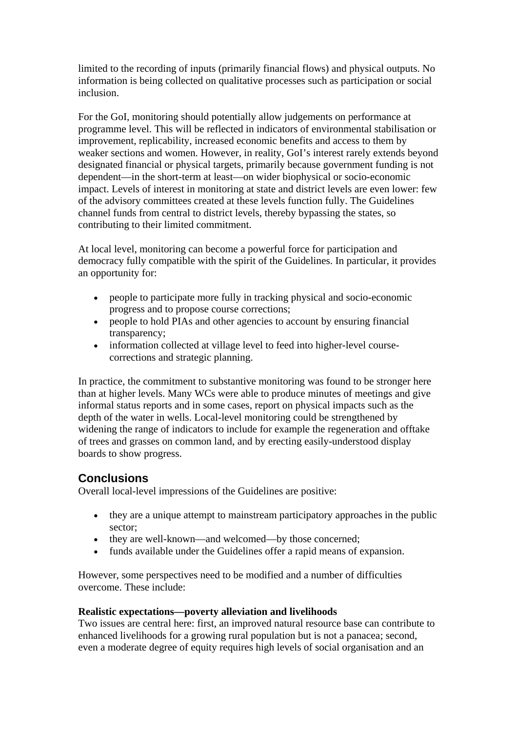limited to the recording of inputs (primarily financial flows) and physical outputs. No information is being collected on qualitative processes such as participation or social inclusion.

For the GoI, monitoring should potentially allow judgements on performance at programme level. This will be reflected in indicators of environmental stabilisation or improvement, replicability, increased economic benefits and access to them by weaker sections and women. However, in reality, GoI's interest rarely extends beyond designated financial or physical targets, primarily because government funding is not dependent—in the short-term at least—on wider biophysical or socio-economic impact. Levels of interest in monitoring at state and district levels are even lower: few of the advisory committees created at these levels function fully. The Guidelines channel funds from central to district levels, thereby bypassing the states, so contributing to their limited commitment.

At local level, monitoring can become a powerful force for participation and democracy fully compatible with the spirit of the Guidelines. In particular, it provides an opportunity for:

- people to participate more fully in tracking physical and socio-economic progress and to propose course corrections;
- people to hold PIAs and other agencies to account by ensuring financial transparency;
- information collected at village level to feed into higher-level course-corrections and strategic planning.

In practice, the commitment to substantive monitoring was found to be stronger here than at higher levels. Many WCs were able to produce minutes of meetings and give informal status reports and in some cases, report on physical impacts such as the depth of the water in wells. Local-level monitoring could be strengthened by widening the range of indicators to include for example the regeneration and offtake of trees and grasses on common land, and by erecting easily-understood display boards to show progress.

## Conclusions

Overall local-level impressions of the Guidelines are positive:

- they are a unique attempt to mainstream participatory approaches in the public sector;
- they are well-known—and welcomed—by those concerned;
- funds available under the Guidelines offer a rapid means of expansion.

However, some perspectives need to be modified and a number of difficulties overcome. These include:

**Realistic expectations—poverty alleviation and livelihoods**

Two issues are central here: first, an improved natural resource base can contribute to enhanced livelihoods for a growing rural population but is not a panacea; second, even a moderate degree of equity requires high levels of social organisation and an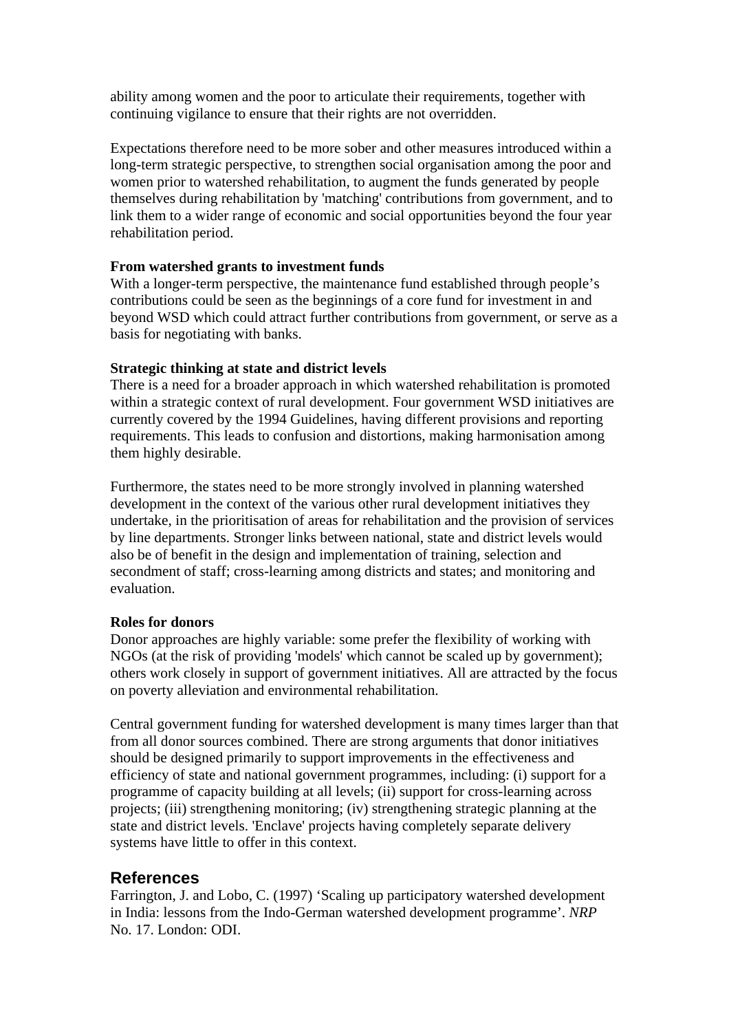ability among women and the poor to articulate their requirements, together with continuing vigilance to ensure that their rights are not overridden.

Expectations therefore need to be more sober and other measures introduced within a long-term strategic perspective, to strengthen social organisation among the poor and women prior to watershed rehabilitation, to augment the funds generated by people themselves during rehabilitation by 'matching' contributions from government, and to link them to a wider range of economic and social opportunities beyond the four year rehabilitation period.

**From watershed grants to investment funds**
With a longer-term perspective, the maintenance fund established through people's contributions could be seen as the beginnings of a core fund for investment in and beyond WSD which could attract further contributions from government, or serve as a basis for negotiating with banks.

**Strategic thinking at state and district levels**
There is a need for a broader approach in which watershed rehabilitation is promoted within a strategic context of rural development. Four government WSD initiatives are currently covered by the 1994 Guidelines, having different provisions and reporting requirements. This leads to confusion and distortions, making harmonisation among them highly desirable.

Furthermore, the states need to be more strongly involved in planning watershed development in the context of the various other rural development initiatives they undertake, in the prioritisation of areas for rehabilitation and the provision of services by line departments. Stronger links between national, state and district levels would also be of benefit in the design and implementation of training, selection and secondment of staff; cross-learning among districts and states; and monitoring and evaluation.

**Roles for donors**
Donor approaches are highly variable: some prefer the flexibility of working with NGOs (at the risk of providing 'models' which cannot be scaled up by government); others work closely in support of government initiatives. All are attracted by the focus on poverty alleviation and environmental rehabilitation.

Central government funding for watershed development is many times larger than that from all donor sources combined. There are strong arguments that donor initiatives should be designed primarily to support improvements in the effectiveness and efficiency of state and national government programmes, including: (i) support for a programme of capacity building at all levels; (ii) support for cross-learning across projects; (iii) strengthening monitoring; (iv) strengthening strategic planning at the state and district levels. 'Enclave' projects having completely separate delivery systems have little to offer in this context.

## References

Farrington, J. and Lobo, C. (1997) 'Scaling up participatory watershed development in India: lessons from the Indo-German watershed development programme'. *NRP* No. 17. London: ODI.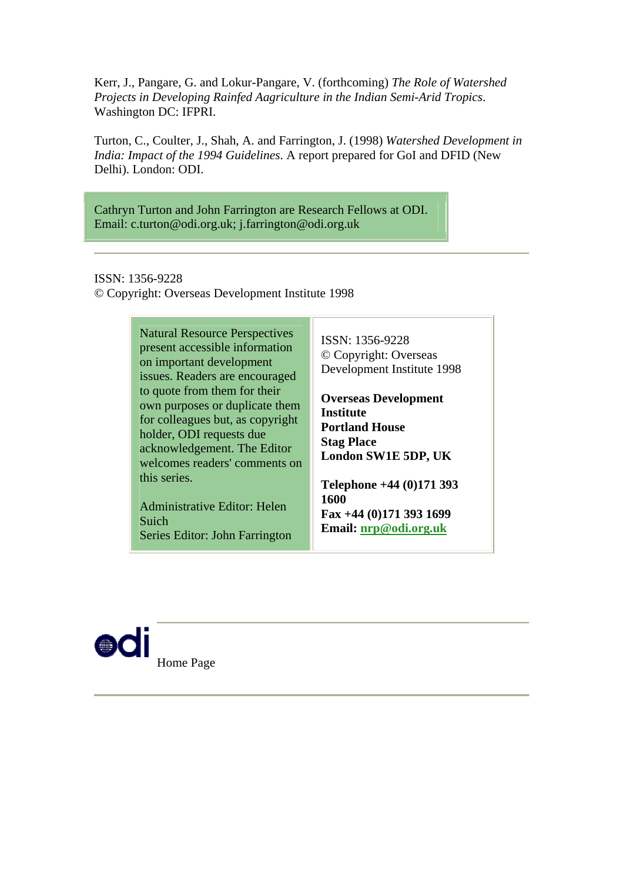Kerr, J., Pangare, G. and Lokur-Pangare, V. (forthcoming) *The Role of Watershed Projects in Developing Rainfed Aagriculture in the Indian Semi-Arid Tropics*. Washington DC: IFPRI.

Turton, C., Coulter, J., Shah, A. and Farrington, J. (1998) *Watershed Development in India: Impact of the 1994 Guidelines*. A report prepared for GoI and DFID (New Delhi). London: ODI.

Cathryn Turton and John Farrington are Research Fellows at ODI.
Email: c.turton@odi.org.uk; j.farrington@odi.org.uk

---

ISSN: 1356-9228
© Copyright: Overseas Development Institute 1998

| | |
|---|---|
| Natural Resource Perspectives present accessible information on important development issues. Readers are encouraged to quote from them for their own purposes or duplicate them for colleagues but, as copyright holder, ODI requests due acknowledgement. The Editor welcomes readers' comments on this series.<br><br>Administrative Editor: Helen Suich<br>Series Editor: John Farrington | ISSN: 1356-9228<br>© Copyright: Overseas Development Institute 1998<br><br>**Overseas Development Institute**<br>**Portland House**<br>**Stag Place**<br>**London SW1E 5DP, UK**<br><br>**Telephone +44 (0)171 393 1600**<br>**Fax +44 (0)171 393 1699**<br>**Email: nrp@odi.org.uk** |

odi Home Page